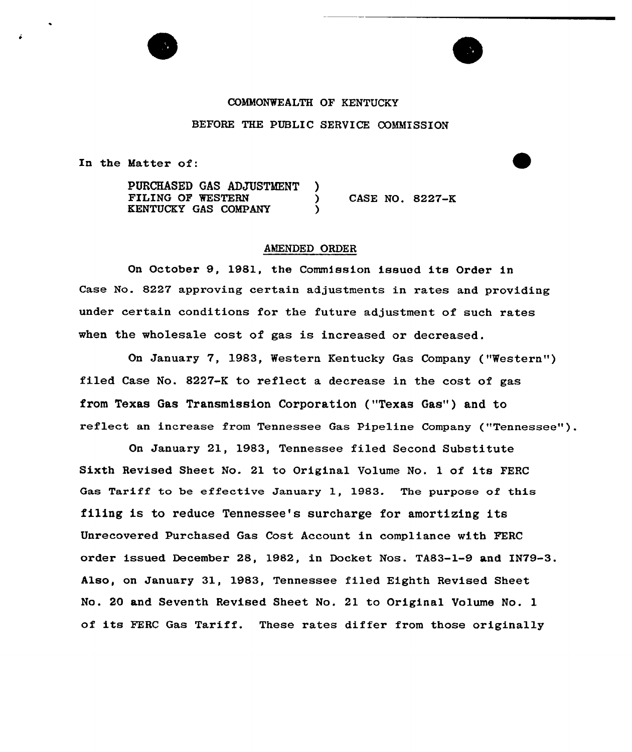COMMONWEALTH OF KENTUCKY

BEFORE THE PUBLIC SERVICE COMMISSION

In the Matter of:

| | | |
|---|---|---|
| PURCHASED GAS ADJUSTMENT FILING OF WESTERN KENTUCKY GAS COMPANY | ) ) ) | CASE NO. 8227-K |

## AMENDED ORDER

On October 9, 1981, the Commission issued its Order in Case No. 8227 approving certain adjustments in rates and providing under certain conditions for the future adjustment of such rates when the wholesale cost of gas is increased or decreased.

On January 7, 1983, Western Kentucky Gas Company ("Western") filed Case No. 8227-K to reflect a decrease in the cost of gas from Texas Gas Transmission Corporation ("Texas Gas") and to reflect an increase from Tennessee Gas Pipeline Company ("Tennessee").

On January 21, 1983, Tennessee filed Second Substitute Sixth Revised Sheet No. 21 to Original Volume No. 1 of its FERC Gas Tariff to be effective January 1, 1983. The purpose of this filing is to reduce Tennessee's surcharge for amortizing its Unrecovered Purchased Gas Cost Account in compliance with FERC order issued December 28, 1982, in Docket Nos. TA83-1-9 and IN79-3. Also, on January 31, 1983, Tennessee filed Eighth Revised Sheet No. 20 and Seventh Revised Sheet No. 21 to Original Volume No. 1 of its FERC Gas Tariff. These rates differ from those originally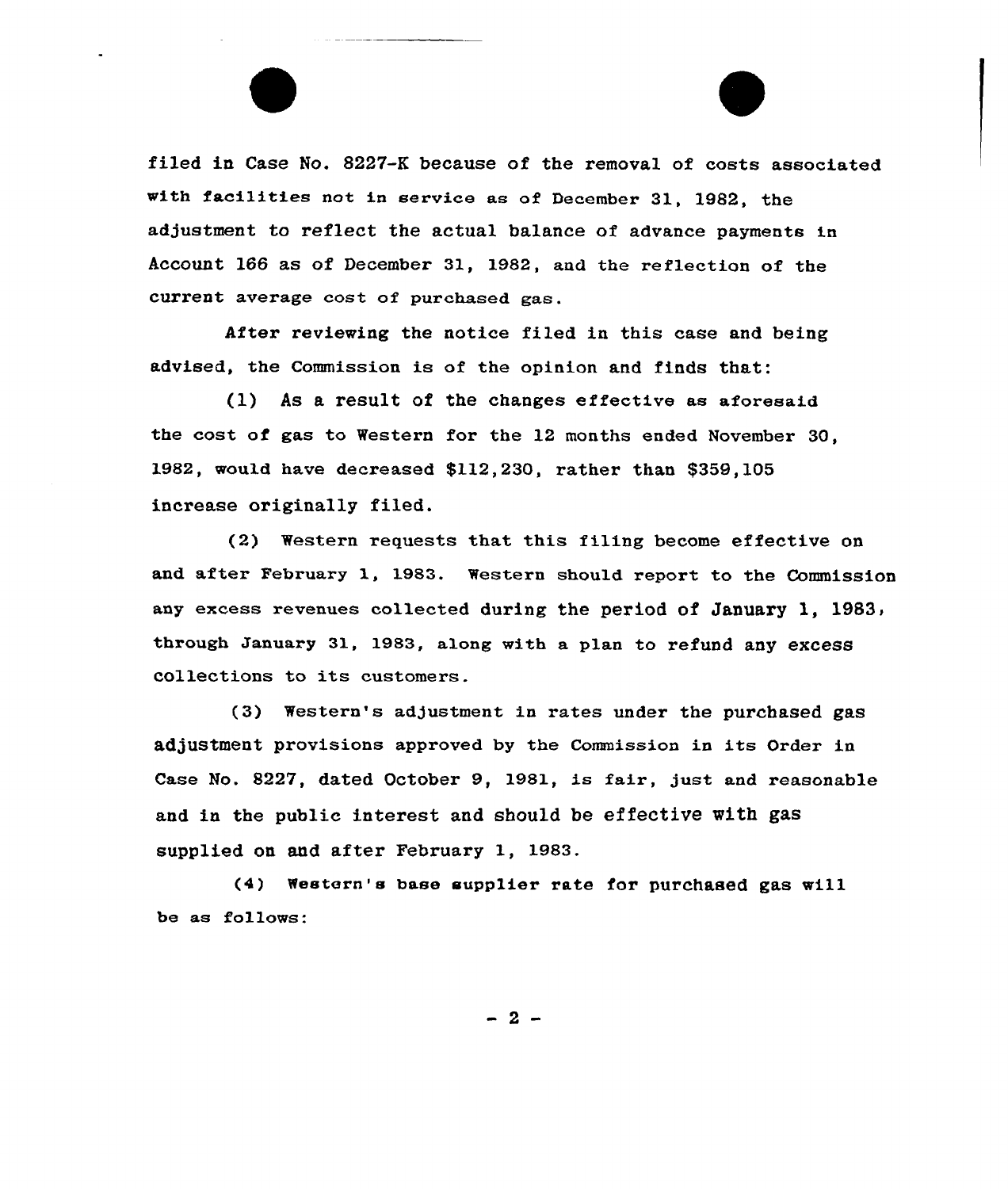filed in Case No. 8227-K because of the removal of costs associated with facilities not in service as of December 31, 1982, the adjustment to reflect the actual balance of advance payments in Account 166 as of December 31, 1982, and the reflection of the current average cost of purchased gas.

After reviewing the notice filed in this case and being advised, the Commission is of the opinion and finds that:

(1) As a result of the changes effective as aforesaid the cost of gas to Western for the 12 months ended November 30, 1982, would have decreased $112,230, rather than $359,105 increase originally filed.

(2) Western requests that this filing become effective on and after February 1, 1983. Western should report to the Commission any excess revenues collected during the period of January 1, 1983, through January 31, 1983, along with a plan to refund any excess collections to its customers.

(3) Western's adjustment in rates under the purchased gas adjustment provisions approved by the Commission in its Order in Case No. 8227, dated October 9, 1981, is fair, just and reasonable and in the public interest and should be effective with gas supplied on and after February 1, 1983.

(4) Western's base supplier rate for purchased gas will be as follows: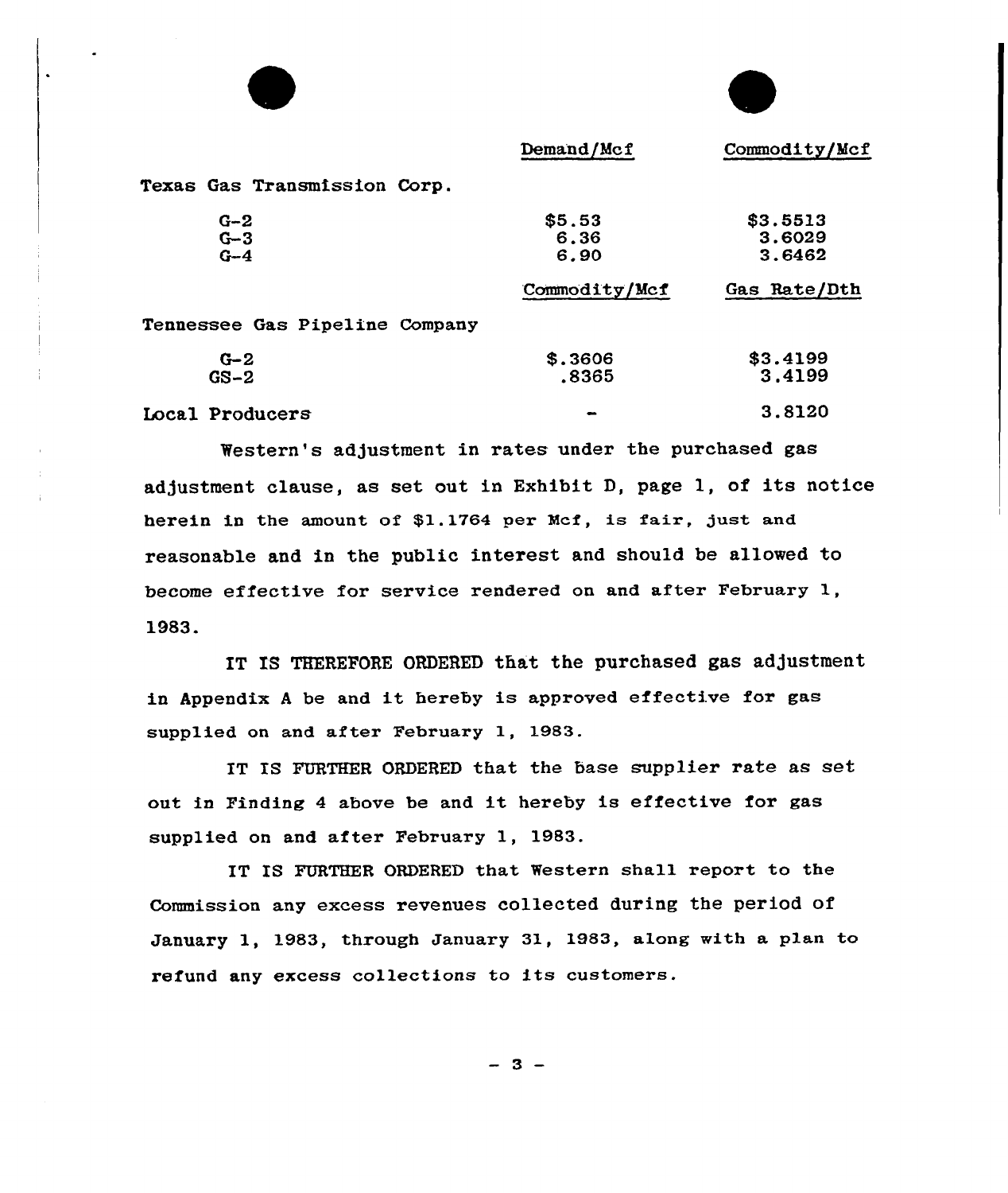| | Demand/Mcf | Commodity/Mcf |
|---|---|---|
| Texas Gas Transmission Corp. | | |
| G-2 | $5.53 | $3.5513 |
| G-3 | 6.36 | 3.6029 |
| G-4 | 6.90 | 3.6462 |
| | Commodity/Mcf | Gas Rate/Dth |
| Tennessee Gas Pipeline Company | | |
| G-2 | $.3606 | $3.4199 |
| GS-2 | .8365 | 3.4199 |
| Local Producers | - | 3.8120 |

Western's adjustment in rates under the purchased gas adjustment clause, as set out in Exhibit D, page 1, of its notice herein in the amount of $1.1764 per Mcf, is fair, just and reasonable and in the public interest and should be allowed to become effective for service rendered on and after February 1, 1983.

IT IS THEREFORE ORDERED that the purchased gas adjustment in Appendix A be and it hereby is approved effective for gas supplied on and after February 1, 1983.

IT IS FURTHER ORDERED that the base supplier rate as set out in Finding 4 above be and it hereby is effective for gas supplied on and after February 1, 1983.

IT IS FURTHER ORDERED that Western shall report to the Commission any excess revenues collected during the period of January 1, 1983, through January 31, 1983, along with a plan to refund any excess collections to its customers.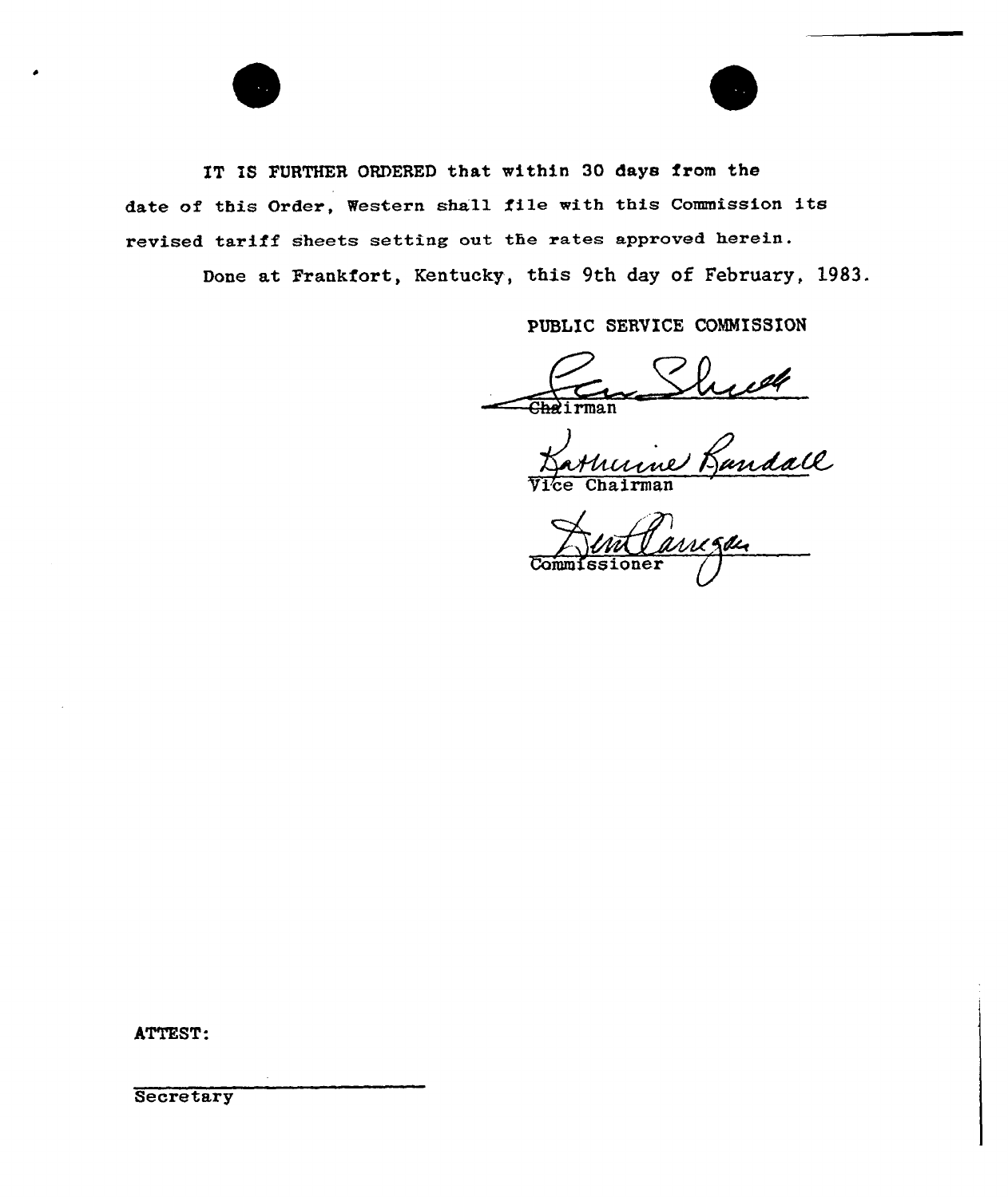IT IS FURTHER ORDERED that within 30 days from the date of this Order, Western shall file with this Commission its revised tariff sheets setting out the rates approved herein.

Done at Frankfort, Kentucky, this 9th day of February, 1983.

PUBLIC SERVICE COMMISSION

Chairman

Vice Chairman

Commissioner

ATTEST:

Secretary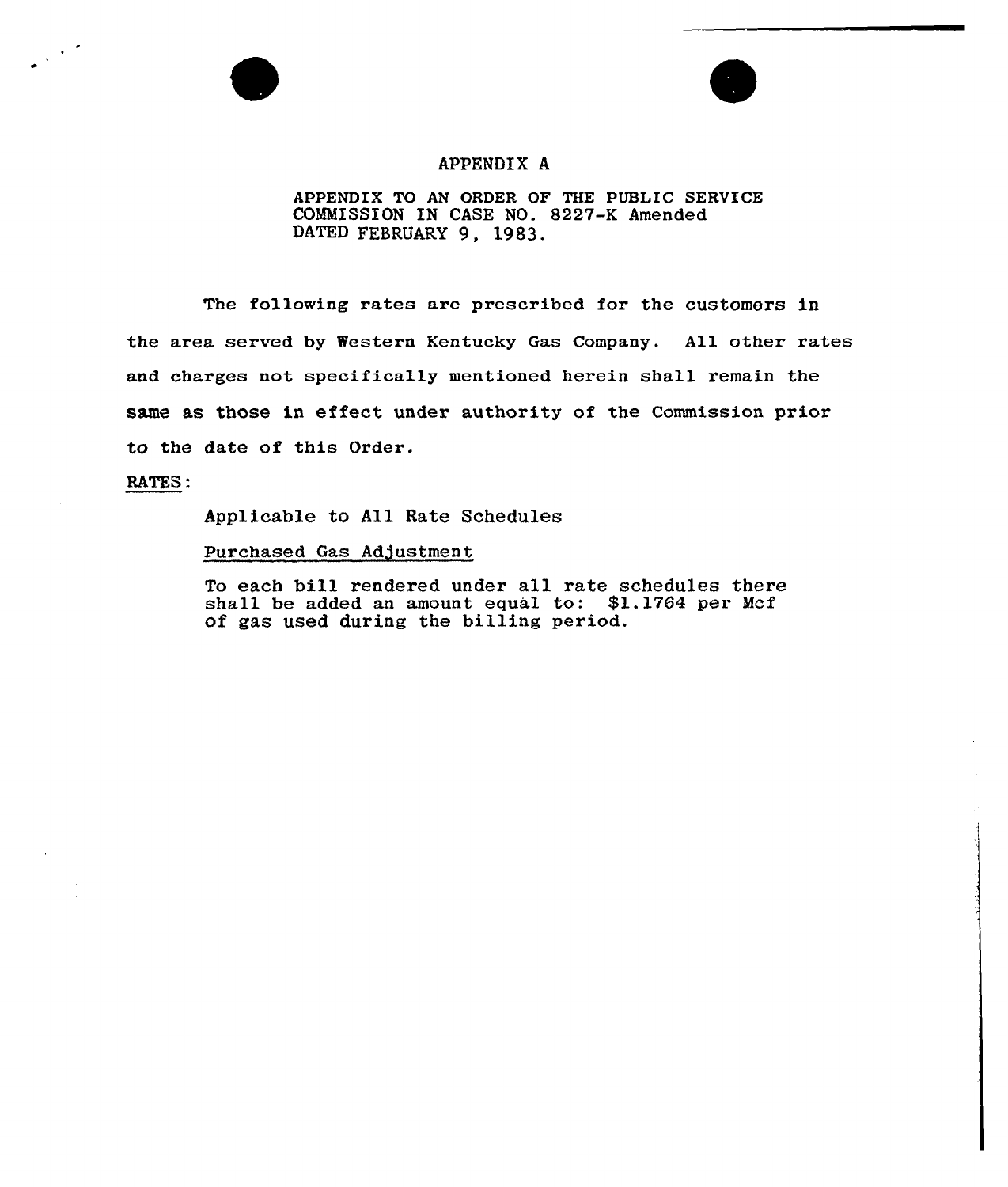# APPENDIX A

APPENDIX TO AN ORDER OF THE PUBLIC SERVICE COMMISSION IN CASE NO. 8227-K Amended DATED FEBRUARY 9, 1983.

The following rates are prescribed for the customers in the area served by Western Kentucky Gas Company. All other rates and charges not specifically mentioned herein shall remain the same as those in effect under authority of the Commission prior to the date of this Order.

RATES:

Applicable to All Rate Schedules

Purchased Gas Adjustment

To each bill rendered under all rate schedules there shall be added an amount equal to: $1.1764 per Mcf of gas used during the billing period.